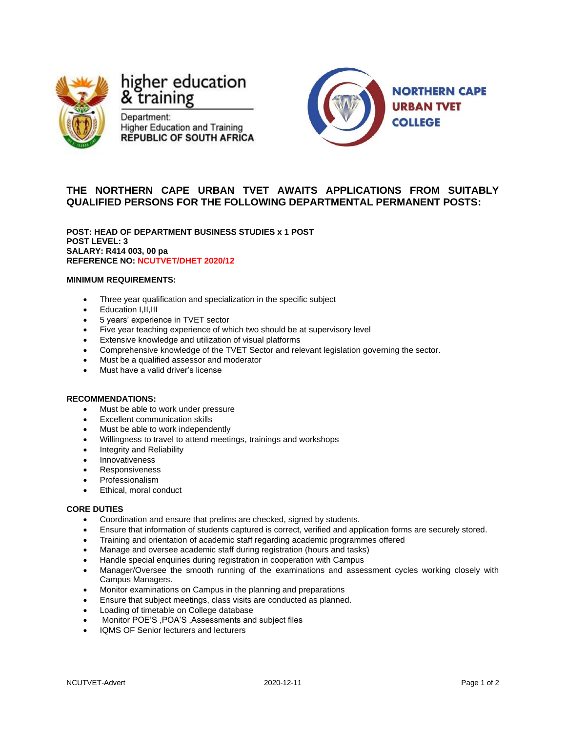higher education & training

Department: Higher Education and Training
REPUBLIC OF SOUTH AFRICA

NORTHERN CAPE URBAN TVET COLLEGE

## THE NORTHERN CAPE URBAN TVET AWAITS APPLICATIONS FROM SUITABLY QUALIFIED PERSONS FOR THE FOLLOWING DEPARTMENTAL PERMANENT POSTS:

**POST: HEAD OF DEPARTMENT BUSINESS STUDIES x 1 POST**
**POST LEVEL: 3**
**SALARY: R414 003, 00 pa**
**REFERENCE NO: NCUTVET/DHET 2020/12**

**MINIMUM REQUIREMENTS:**

- Three year qualification and specialization in the specific subject
- Education I,II,III
- 5 years' experience in TVET sector
- Five year teaching experience of which two should be at supervisory level
- Extensive knowledge and utilization of visual platforms
- Comprehensive knowledge of the TVET Sector and relevant legislation governing the sector.
- Must be a qualified assessor and moderator
- Must have a valid driver's license

**RECOMMENDATIONS:**

- Must be able to work under pressure
- Excellent communication skills
- Must be able to work independently
- Willingness to travel to attend meetings, trainings and workshops
- Integrity and Reliability
- Innovativeness
- Responsiveness
- Professionalism
- Ethical, moral conduct

**CORE DUTIES**

- Coordination and ensure that prelims are checked, signed by students.
- Ensure that information of students captured is correct, verified and application forms are securely stored.
- Training and orientation of academic staff regarding academic programmes offered
- Manage and oversee academic staff during registration (hours and tasks)
- Handle special enquiries during registration in cooperation with Campus
- Manager/Oversee the smooth running of the examinations and assessment cycles working closely with Campus Managers.
- Monitor examinations on Campus in the planning and preparations
- Ensure that subject meetings, class visits are conducted as planned.
- Loading of timetable on College database
- Monitor POE'S ,POA'S ,Assessments and subject files
- IQMS OF Senior lecturers and lecturers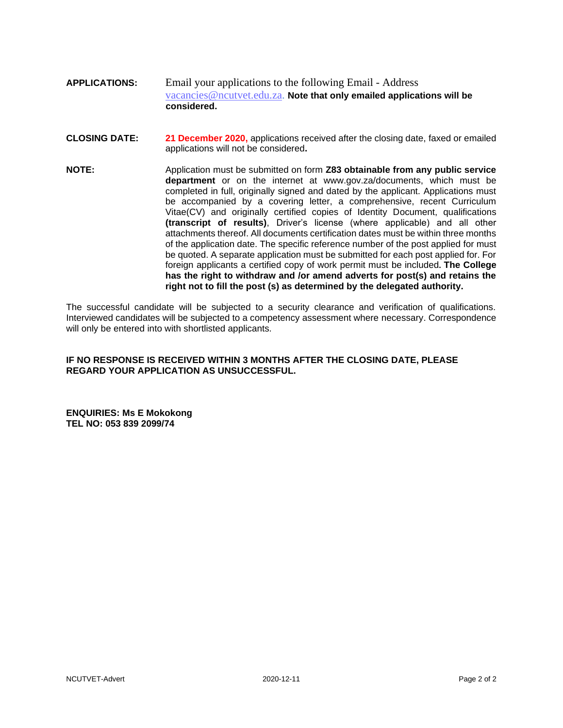**APPLICATIONS:** Email your applications to the following Email - Address vacancies@ncutvet.edu.za. **Note that only emailed applications will be considered.**

**CLOSING DATE:** **21 December 2020,** applications received after the closing date, faxed or emailed applications will not be considered**.**

**NOTE:** Application must be submitted on form **Z83 obtainable from any public service department** or on the internet at www.gov.za/documents, which must be completed in full, originally signed and dated by the applicant. Applications must be accompanied by a covering letter, a comprehensive, recent Curriculum Vitae(CV) and originally certified copies of Identity Document, qualifications **(transcript of results)**, Driver's license (where applicable) and all other attachments thereof. All documents certification dates must be within three months of the application date. The specific reference number of the post applied for must be quoted. A separate application must be submitted for each post applied for. For foreign applicants a certified copy of work permit must be included**. The College has the right to withdraw and /or amend adverts for post(s) and retains the right not to fill the post (s) as determined by the delegated authority.**

The successful candidate will be subjected to a security clearance and verification of qualifications. Interviewed candidates will be subjected to a competency assessment where necessary. Correspondence will only be entered into with shortlisted applicants.

**IF NO RESPONSE IS RECEIVED WITHIN 3 MONTHS AFTER THE CLOSING DATE, PLEASE REGARD YOUR APPLICATION AS UNSUCCESSFUL.**

**ENQUIRIES: Ms E Mokokong**
**TEL NO: 053 839 2099/74**